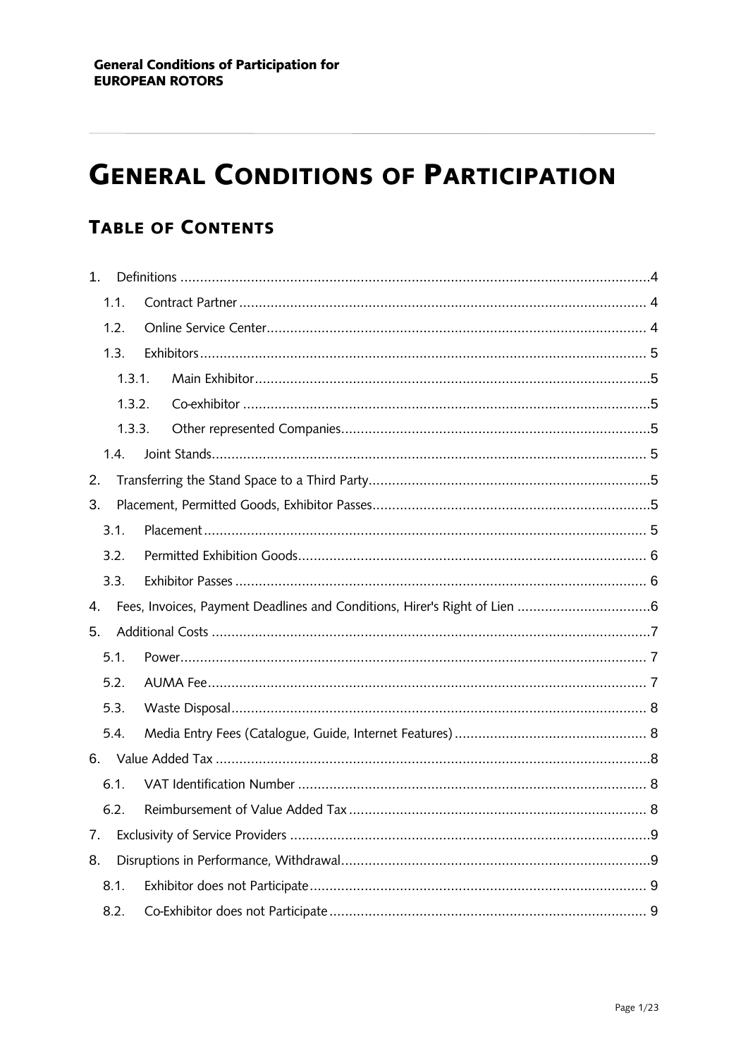**General Conditions of Participation for**
**EUROPEAN ROTORS**

# GENERAL CONDITIONS OF PARTICIPATION

## TABLE OF CONTENTS

1. Definitions ....................................................4
   - 1.1. Contract Partner .................................... 4
   - 1.2. Online Service Center ............................. 4
   - 1.3. Exhibitors ............................................ 5
     - 1.3.1. Main Exhibitor ................................5
     - 1.3.2. Co-exhibitor ...................................5
     - 1.3.3. Other represented Companies ..............5
   - 1.4. Joint Stands .......................................... 5
2. Transferring the Stand Space to a Third Party ..............5
3. Placement, Permitted Goods, Exhibitor Passes ...............5
   - 3.1. Placement ............................................. 5
   - 3.2. Permitted Exhibition Goods ......................... 6
   - 3.3. Exhibitor Passes ..................................... 6
4. Fees, Invoices, Payment Deadlines and Conditions, Hirer's Right of Lien ..............6
5. Additional Costs ..............................................7
   - 5.1. Power ................................................... 7
   - 5.2. AUMA Fee ............................................. 7
   - 5.3. Waste Disposal ....................................... 8
   - 5.4. Media Entry Fees (Catalogue, Guide, Internet Features) ............ 8
6. Value Added Tax ..............................................8
   - 6.1. VAT Identification Number ......................... 8
   - 6.2. Reimbursement of Value Added Tax ............... 8
7. Exclusivity of Service Providers ............................9
8. Disruptions in Performance, Withdrawal .....................9
   - 8.1. Exhibitor does not Participate ...................... 9
   - 8.2. Co-Exhibitor does not Participate .................. 9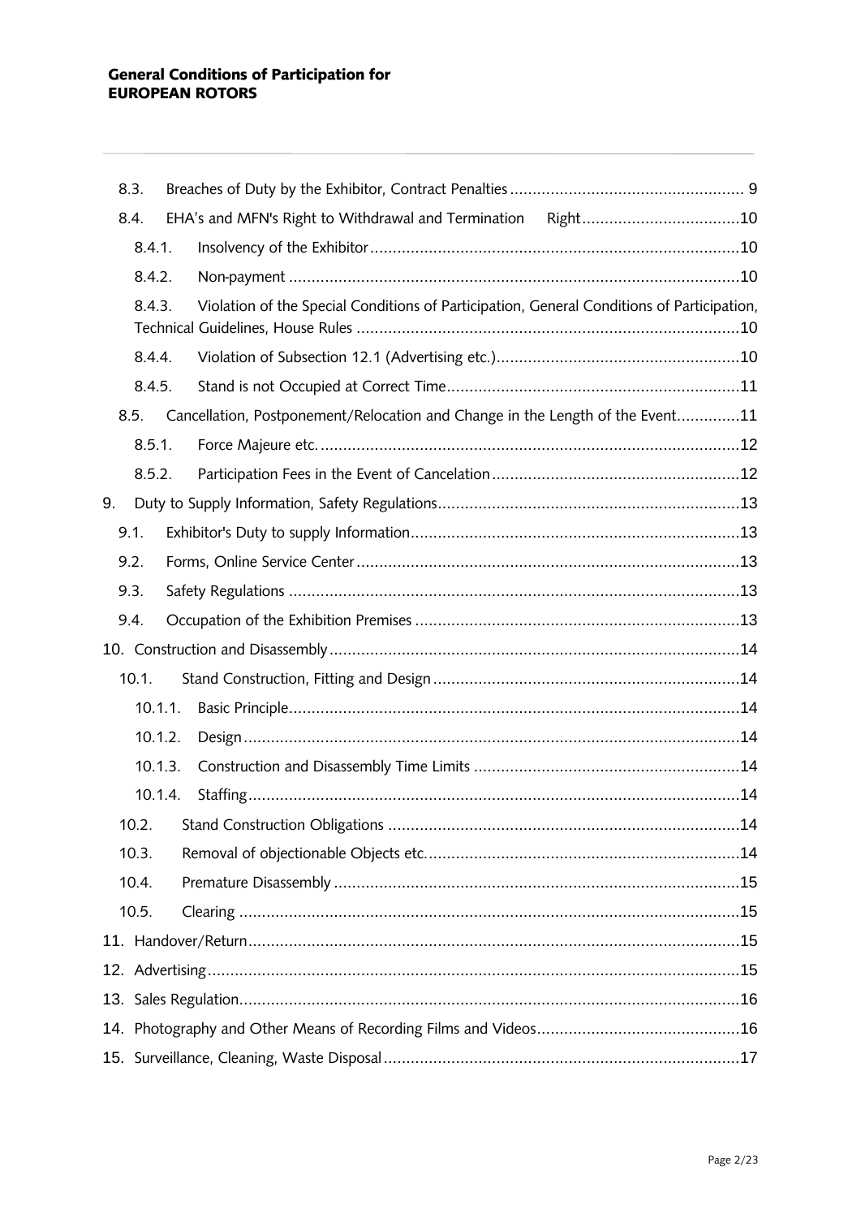- 8.3. Breaches of Duty by the Exhibitor, Contract Penalties .... 9
- 8.4. EHA's and MFN's Right to Withdrawal and Termination Right .... 10
  - 8.4.1. Insolvency of the Exhibitor .... 10
  - 8.4.2. Non-payment .... 10
  - 8.4.3. Violation of the Special Conditions of Participation, General Conditions of Participation, Technical Guidelines, House Rules .... 10
  - 8.4.4. Violation of Subsection 12.1 (Advertising etc.) .... 10
  - 8.4.5. Stand is not Occupied at Correct Time .... 11
- 8.5. Cancellation, Postponement/Relocation and Change in the Length of the Event .... 11
  - 8.5.1. Force Majeure etc. .... 12
  - 8.5.2. Participation Fees in the Event of Cancelation .... 12

9. Duty to Supply Information, Safety Regulations .... 13
   - 9.1. Exhibitor's Duty to supply Information .... 13
   - 9.2. Forms, Online Service Center .... 13
   - 9.3. Safety Regulations .... 13
   - 9.4. Occupation of the Exhibition Premises .... 13
10. Construction and Disassembly .... 14
    - 10.1. Stand Construction, Fitting and Design .... 14
      - 10.1.1. Basic Principle .... 14
      - 10.1.2. Design .... 14
      - 10.1.3. Construction and Disassembly Time Limits .... 14
      - 10.1.4. Staffing .... 14
    - 10.2. Stand Construction Obligations .... 14
    - 10.3. Removal of objectionable Objects etc. .... 14
    - 10.4. Premature Disassembly .... 15
    - 10.5. Clearing .... 15
11. Handover/Return .... 15
12. Advertising .... 15
13. Sales Regulation .... 16
14. Photography and Other Means of Recording Films and Videos .... 16
15. Surveillance, Cleaning, Waste Disposal .... 17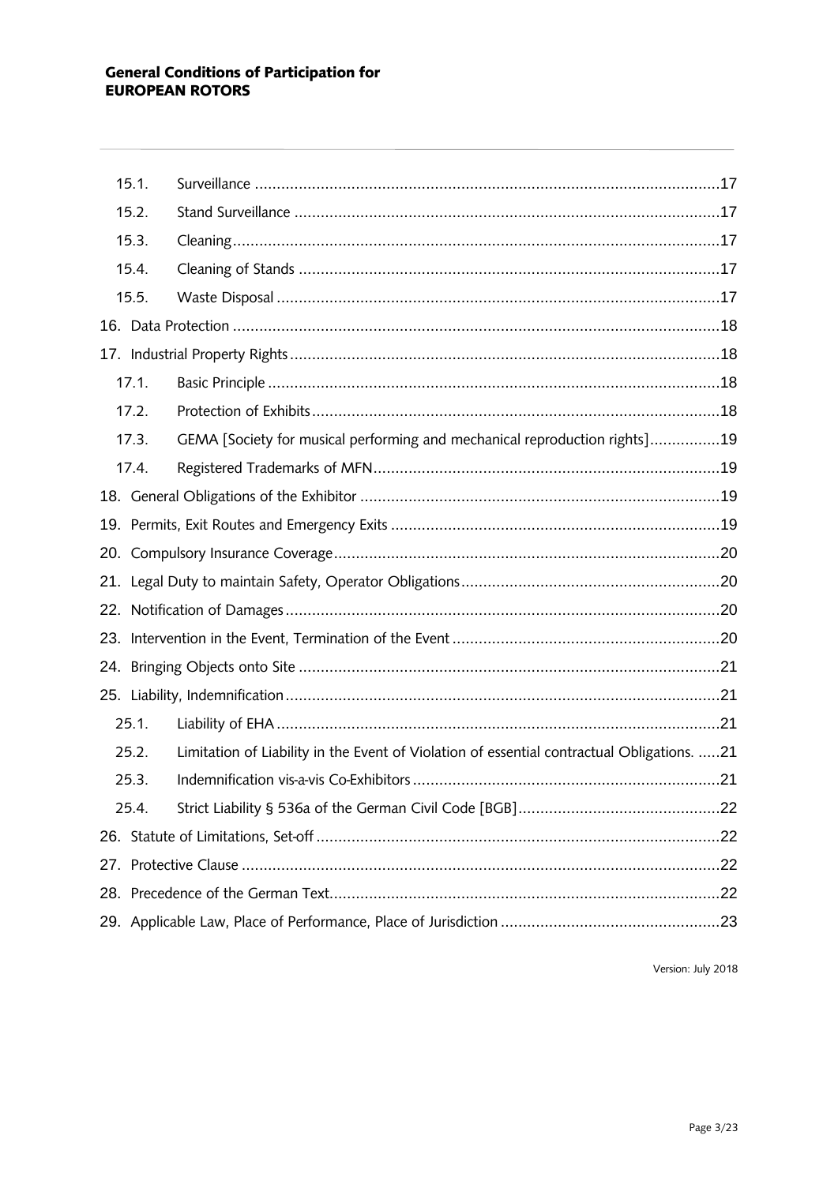| | | |
|---|---|---|
| 15.1. | Surveillance | 17 |
| 15.2. | Stand Surveillance | 17 |
| 15.3. | Cleaning | 17 |
| 15.4. | Cleaning of Stands | 17 |
| 15.5. | Waste Disposal | 17 |
| 16. | Data Protection | 18 |
| 17. | Industrial Property Rights | 18 |
| 17.1. | Basic Principle | 18 |
| 17.2. | Protection of Exhibits | 18 |
| 17.3. | GEMA [Society for musical performing and mechanical reproduction rights] | 19 |
| 17.4. | Registered Trademarks of MFN | 19 |
| 18. | General Obligations of the Exhibitor | 19 |
| 19. | Permits, Exit Routes and Emergency Exits | 19 |
| 20. | Compulsory Insurance Coverage | 20 |
| 21. | Legal Duty to maintain Safety, Operator Obligations | 20 |
| 22. | Notification of Damages | 20 |
| 23. | Intervention in the Event, Termination of the Event | 20 |
| 24. | Bringing Objects onto Site | 21 |
| 25. | Liability, Indemnification | 21 |
| 25.1. | Liability of EHA | 21 |
| 25.2. | Limitation of Liability in the Event of Violation of essential contractual Obligations. | 21 |
| 25.3. | Indemnification vis-a-vis Co-Exhibitors | 21 |
| 25.4. | Strict Liability § 536a of the German Civil Code [BGB] | 22 |
| 26. | Statute of Limitations, Set-off | 22 |
| 27. | Protective Clause | 22 |
| 28. | Precedence of the German Text | 22 |
| 29. | Applicable Law, Place of Performance, Place of Jurisdiction | 23 |

Version: July 2018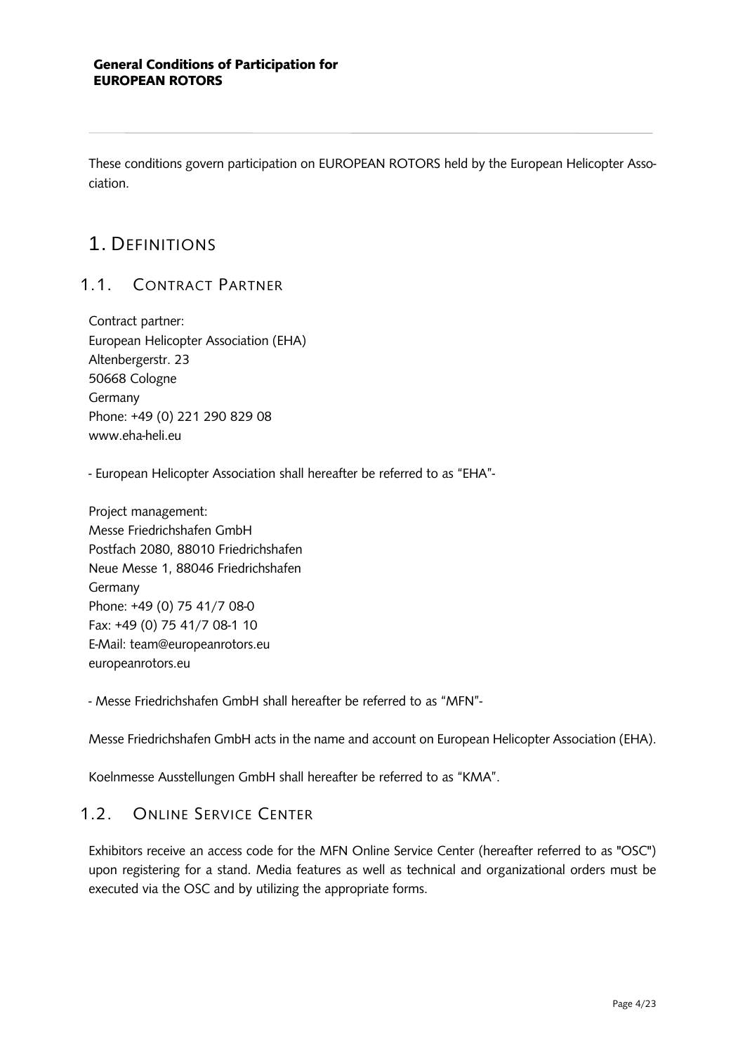**General Conditions of Participation for EUROPEAN ROTORS**

These conditions govern participation on EUROPEAN ROTORS held by the European Helicopter Association.

# 1. Definitions

## 1.1. Contract Partner

Contract partner:
European Helicopter Association (EHA)
Altenbergerstr. 23
50668 Cologne
Germany
Phone: +49 (0) 221 290 829 08
www.eha-heli.eu

- European Helicopter Association shall hereafter be referred to as "EHA"-

Project management:
Messe Friedrichshafen GmbH
Postfach 2080, 88010 Friedrichshafen
Neue Messe 1, 88046 Friedrichshafen
Germany
Phone: +49 (0) 75 41/7 08-0
Fax: +49 (0) 75 41/7 08-1 10
E-Mail: team@europeanrotors.eu
europeanrotors.eu

- Messe Friedrichshafen GmbH shall hereafter be referred to as "MFN"-

Messe Friedrichshafen GmbH acts in the name and account on European Helicopter Association (EHA).

Koelnmesse Ausstellungen GmbH shall hereafter be referred to as "KMA".

## 1.2. Online Service Center

Exhibitors receive an access code for the MFN Online Service Center (hereafter referred to as "OSC") upon registering for a stand. Media features as well as technical and organizational orders must be executed via the OSC and by utilizing the appropriate forms.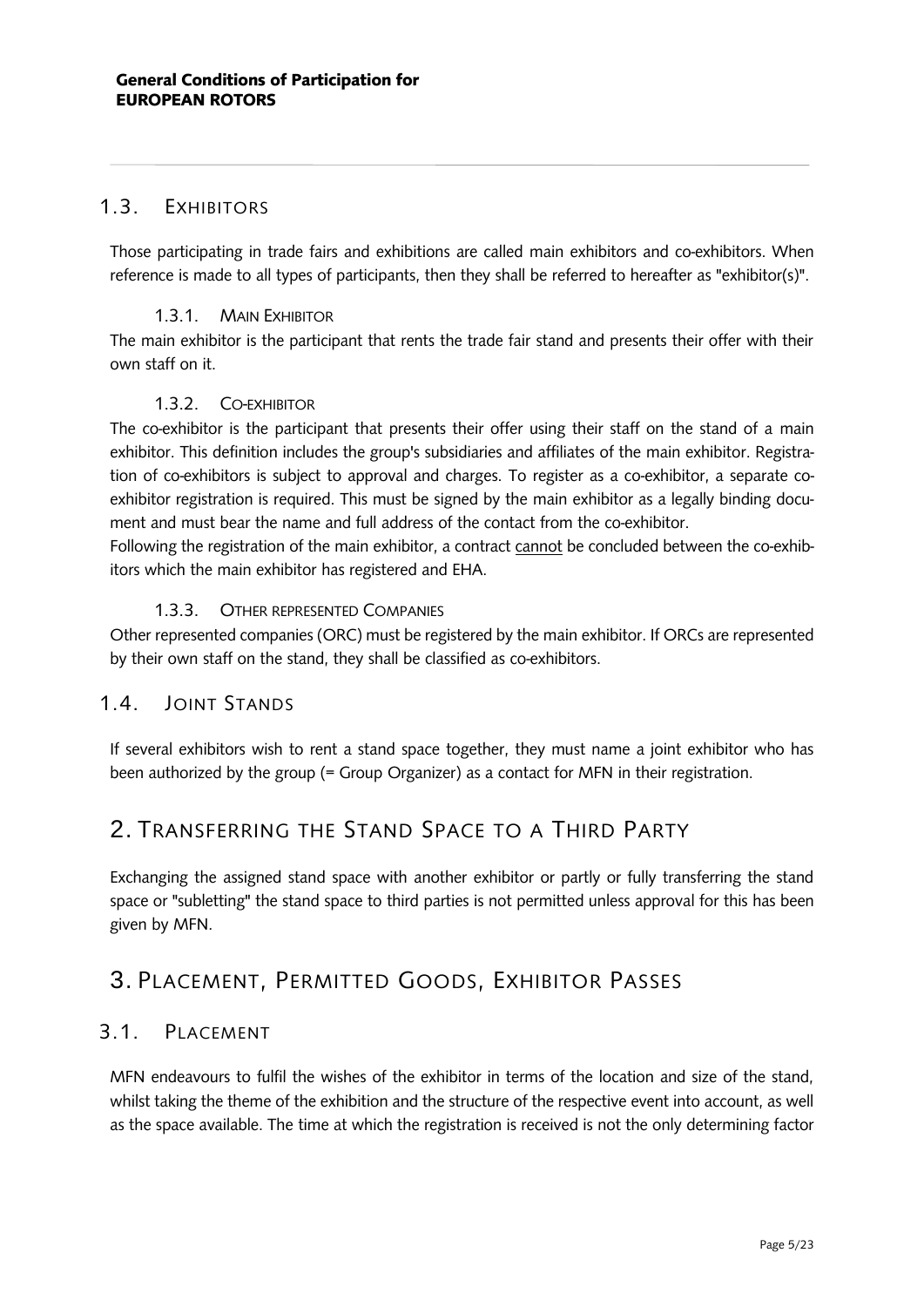## 1.3. Exhibitors

Those participating in trade fairs and exhibitions are called main exhibitors and co-exhibitors. When reference is made to all types of participants, then they shall be referred to hereafter as "exhibitor(s)".

### 1.3.1. Main Exhibitor

The main exhibitor is the participant that rents the trade fair stand and presents their offer with their own staff on it.

### 1.3.2. Co-exhibitor

The co-exhibitor is the participant that presents their offer using their staff on the stand of a main exhibitor. This definition includes the group's subsidiaries and affiliates of the main exhibitor. Registration of co-exhibitors is subject to approval and charges. To register as a co-exhibitor, a separate co-exhibitor registration is required. This must be signed by the main exhibitor as a legally binding document and must bear the name and full address of the contact from the co-exhibitor.

Following the registration of the main exhibitor, a contract <u>cannot</u> be concluded between the co-exhibitors which the main exhibitor has registered and EHA.

### 1.3.3. Other represented Companies

Other represented companies (ORC) must be registered by the main exhibitor. If ORCs are represented by their own staff on the stand, they shall be classified as co-exhibitors.

## 1.4. Joint Stands

If several exhibitors wish to rent a stand space together, they must name a joint exhibitor who has been authorized by the group (= Group Organizer) as a contact for MFN in their registration.

# 2. Transferring the Stand Space to a Third Party

Exchanging the assigned stand space with another exhibitor or partly or fully transferring the stand space or "subletting" the stand space to third parties is not permitted unless approval for this has been given by MFN.

# 3. Placement, Permitted Goods, Exhibitor Passes

## 3.1. Placement

MFN endeavours to fulfil the wishes of the exhibitor in terms of the location and size of the stand, whilst taking the theme of the exhibition and the structure of the respective event into account, as well as the space available. The time at which the registration is received is not the only determining factor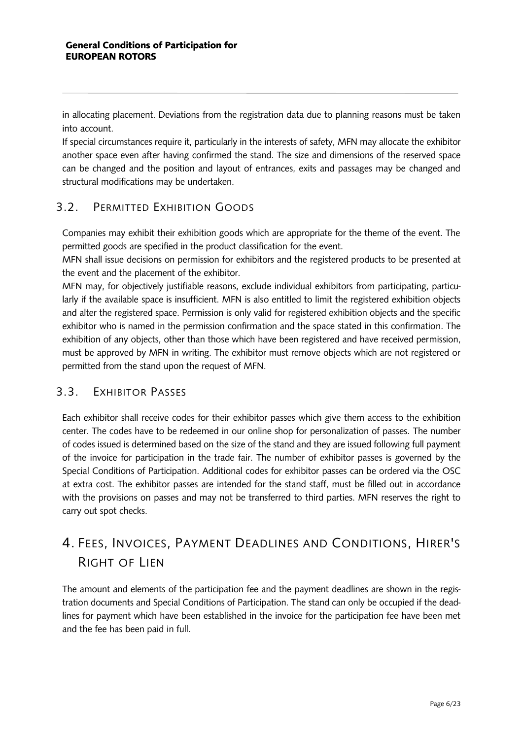in allocating placement. Deviations from the registration data due to planning reasons must be taken into account.

If special circumstances require it, particularly in the interests of safety, MFN may allocate the exhibitor another space even after having confirmed the stand. The size and dimensions of the reserved space can be changed and the position and layout of entrances, exits and passages may be changed and structural modifications may be undertaken.

## 3.2. Permitted Exhibition Goods

Companies may exhibit their exhibition goods which are appropriate for the theme of the event. The permitted goods are specified in the product classification for the event.

MFN shall issue decisions on permission for exhibitors and the registered products to be presented at the event and the placement of the exhibitor.

MFN may, for objectively justifiable reasons, exclude individual exhibitors from participating, particularly if the available space is insufficient. MFN is also entitled to limit the registered exhibition objects and alter the registered space. Permission is only valid for registered exhibition objects and the specific exhibitor who is named in the permission confirmation and the space stated in this confirmation. The exhibition of any objects, other than those which have been registered and have received permission, must be approved by MFN in writing. The exhibitor must remove objects which are not registered or permitted from the stand upon the request of MFN.

## 3.3. Exhibitor Passes

Each exhibitor shall receive codes for their exhibitor passes which give them access to the exhibition center. The codes have to be redeemed in our online shop for personalization of passes. The number of codes issued is determined based on the size of the stand and they are issued following full payment of the invoice for participation in the trade fair. The number of exhibitor passes is governed by the Special Conditions of Participation. Additional codes for exhibitor passes can be ordered via the OSC at extra cost. The exhibitor passes are intended for the stand staff, must be filled out in accordance with the provisions on passes and may not be transferred to third parties. MFN reserves the right to carry out spot checks.

# 4. Fees, Invoices, Payment Deadlines and Conditions, Hirer's Right of Lien

The amount and elements of the participation fee and the payment deadlines are shown in the registration documents and Special Conditions of Participation. The stand can only be occupied if the deadlines for payment which have been established in the invoice for the participation fee have been met and the fee has been paid in full.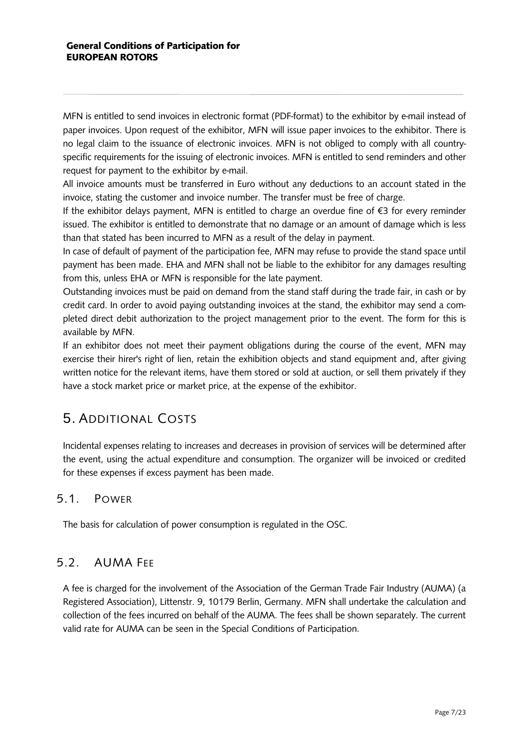MFN is entitled to send invoices in electronic format (PDF-format) to the exhibitor by e-mail instead of paper invoices. Upon request of the exhibitor, MFN will issue paper invoices to the exhibitor. There is no legal claim to the issuance of electronic invoices. MFN is not obliged to comply with all country-specific requirements for the issuing of electronic invoices. MFN is entitled to send reminders and other request for payment to the exhibitor by e-mail.

All invoice amounts must be transferred in Euro without any deductions to an account stated in the invoice, stating the customer and invoice number. The transfer must be free of charge.

If the exhibitor delays payment, MFN is entitled to charge an overdue fine of €3 for every reminder issued. The exhibitor is entitled to demonstrate that no damage or an amount of damage which is less than that stated has been incurred to MFN as a result of the delay in payment.

In case of default of payment of the participation fee, MFN may refuse to provide the stand space until payment has been made. EHA and MFN shall not be liable to the exhibitor for any damages resulting from this, unless EHA or MFN is responsible for the late payment.

Outstanding invoices must be paid on demand from the stand staff during the trade fair, in cash or by credit card. In order to avoid paying outstanding invoices at the stand, the exhibitor may send a completed direct debit authorization to the project management prior to the event. The form for this is available by MFN.

If an exhibitor does not meet their payment obligations during the course of the event, MFN may exercise their hirer's right of lien, retain the exhibition objects and stand equipment and, after giving written notice for the relevant items, have them stored or sold at auction, or sell them privately if they have a stock market price or market price, at the expense of the exhibitor.

# 5. Additional Costs

Incidental expenses relating to increases and decreases in provision of services will be determined after the event, using the actual expenditure and consumption. The organizer will be invoiced or credited for these expenses if excess payment has been made.

## 5.1. Power

The basis for calculation of power consumption is regulated in the OSC.

## 5.2. AUMA Fee

A fee is charged for the involvement of the Association of the German Trade Fair Industry (AUMA) (a Registered Association), Littenstr. 9, 10179 Berlin, Germany. MFN shall undertake the calculation and collection of the fees incurred on behalf of the AUMA. The fees shall be shown separately. The current valid rate for AUMA can be seen in the Special Conditions of Participation.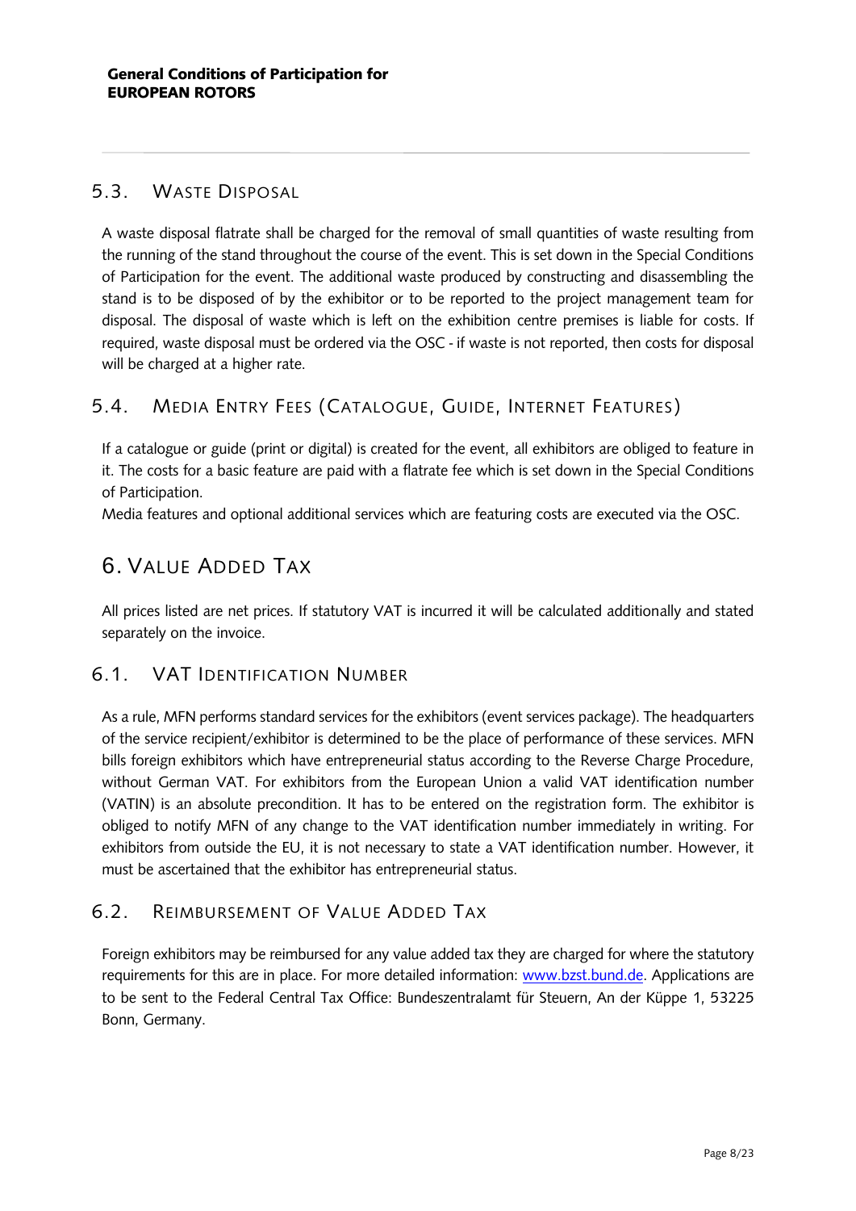### 5.3. Waste Disposal

A waste disposal flatrate shall be charged for the removal of small quantities of waste resulting from the running of the stand throughout the course of the event. This is set down in the Special Conditions of Participation for the event. The additional waste produced by constructing and disassembling the stand is to be disposed of by the exhibitor or to be reported to the project management team for disposal. The disposal of waste which is left on the exhibition centre premises is liable for costs. If required, waste disposal must be ordered via the OSC - if waste is not reported, then costs for disposal will be charged at a higher rate.

### 5.4. Media Entry Fees (Catalogue, Guide, Internet Features)

If a catalogue or guide (print or digital) is created for the event, all exhibitors are obliged to feature in it. The costs for a basic feature are paid with a flatrate fee which is set down in the Special Conditions of Participation.
Media features and optional additional services which are featuring costs are executed via the OSC.

## 6. Value Added Tax

All prices listed are net prices. If statutory VAT is incurred it will be calculated additionally and stated separately on the invoice.

### 6.1. VAT Identification Number

As a rule, MFN performs standard services for the exhibitors (event services package). The headquarters of the service recipient/exhibitor is determined to be the place of performance of these services. MFN bills foreign exhibitors which have entrepreneurial status according to the Reverse Charge Procedure, without German VAT. For exhibitors from the European Union a valid VAT identification number (VATIN) is an absolute precondition. It has to be entered on the registration form. The exhibitor is obliged to notify MFN of any change to the VAT identification number immediately in writing. For exhibitors from outside the EU, it is not necessary to state a VAT identification number. However, it must be ascertained that the exhibitor has entrepreneurial status.

### 6.2. Reimbursement of Value Added Tax

Foreign exhibitors may be reimbursed for any value added tax they are charged for where the statutory requirements for this are in place. For more detailed information: [www.bzst.bund.de](http://www.bzst.bund.de). Applications are to be sent to the Federal Central Tax Office: Bundeszentralamt für Steuern, An der Küppe 1, 53225 Bonn, Germany.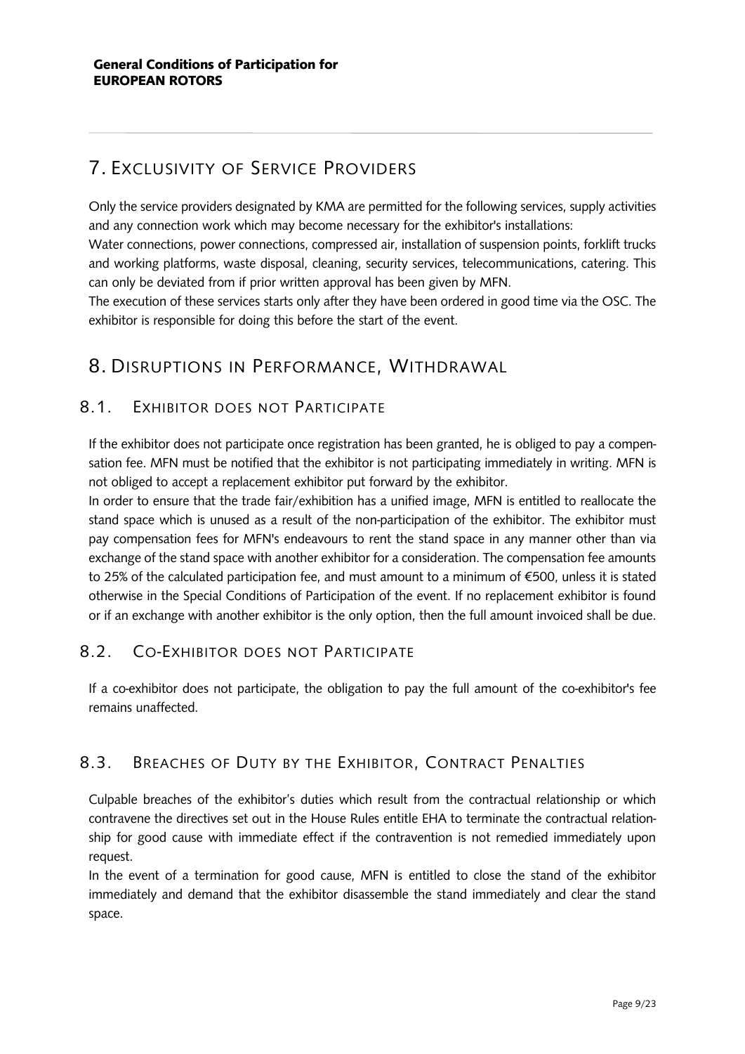# 7. Exclusivity of Service Providers

Only the service providers designated by KMA are permitted for the following services, supply activities and any connection work which may become necessary for the exhibitor's installations:

Water connections, power connections, compressed air, installation of suspension points, forklift trucks and working platforms, waste disposal, cleaning, security services, telecommunications, catering. This can only be deviated from if prior written approval has been given by MFN.

The execution of these services starts only after they have been ordered in good time via the OSC. The exhibitor is responsible for doing this before the start of the event.

# 8. Disruptions in Performance, Withdrawal

## 8.1. Exhibitor does not Participate

If the exhibitor does not participate once registration has been granted, he is obliged to pay a compensation fee. MFN must be notified that the exhibitor is not participating immediately in writing. MFN is not obliged to accept a replacement exhibitor put forward by the exhibitor.

In order to ensure that the trade fair/exhibition has a unified image, MFN is entitled to reallocate the stand space which is unused as a result of the non-participation of the exhibitor. The exhibitor must pay compensation fees for MFN's endeavours to rent the stand space in any manner other than via exchange of the stand space with another exhibitor for a consideration. The compensation fee amounts to 25% of the calculated participation fee, and must amount to a minimum of €500, unless it is stated otherwise in the Special Conditions of Participation of the event. If no replacement exhibitor is found or if an exchange with another exhibitor is the only option, then the full amount invoiced shall be due.

## 8.2. Co-Exhibitor does not Participate

If a co-exhibitor does not participate, the obligation to pay the full amount of the co-exhibitor's fee remains unaffected.

## 8.3. Breaches of Duty by the Exhibitor, Contract Penalties

Culpable breaches of the exhibitor's duties which result from the contractual relationship or which contravene the directives set out in the House Rules entitle EHA to terminate the contractual relationship for good cause with immediate effect if the contravention is not remedied immediately upon request.

In the event of a termination for good cause, MFN is entitled to close the stand of the exhibitor immediately and demand that the exhibitor disassemble the stand immediately and clear the stand space.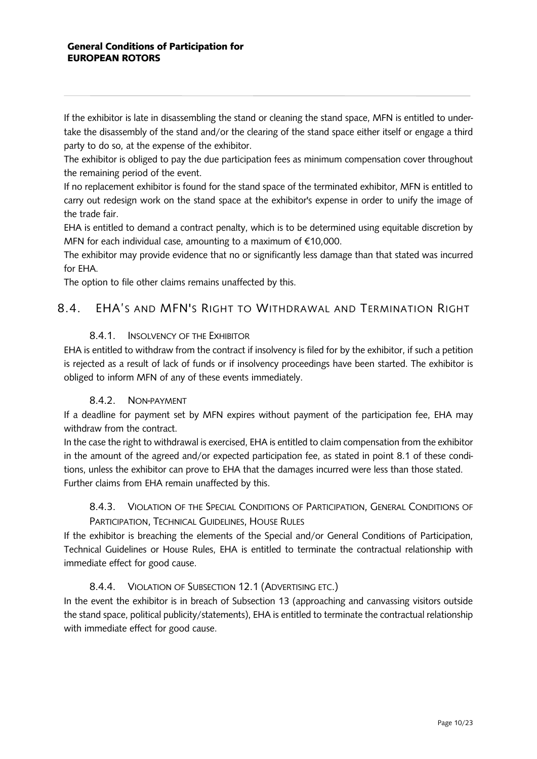If the exhibitor is late in disassembling the stand or cleaning the stand space, MFN is entitled to undertake the disassembly of the stand and/or the clearing of the stand space either itself or engage a third party to do so, at the expense of the exhibitor.
The exhibitor is obliged to pay the due participation fees as minimum compensation cover throughout the remaining period of the event.
If no replacement exhibitor is found for the stand space of the terminated exhibitor, MFN is entitled to carry out redesign work on the stand space at the exhibitor's expense in order to unify the image of the trade fair.
EHA is entitled to demand a contract penalty, which is to be determined using equitable discretion by MFN for each individual case, amounting to a maximum of €10,000.
The exhibitor may provide evidence that no or significantly less damage than that stated was incurred for EHA.
The option to file other claims remains unaffected by this.

## 8.4. EHA's and MFN's Right to Withdrawal and Termination Right

### 8.4.1. Insolvency of the Exhibitor

EHA is entitled to withdraw from the contract if insolvency is filed for by the exhibitor, if such a petition is rejected as a result of lack of funds or if insolvency proceedings have been started. The exhibitor is obliged to inform MFN of any of these events immediately.

### 8.4.2. Non-payment

If a deadline for payment set by MFN expires without payment of the participation fee, EHA may withdraw from the contract.
In the case the right to withdrawal is exercised, EHA is entitled to claim compensation from the exhibitor in the amount of the agreed and/or expected participation fee, as stated in point 8.1 of these conditions, unless the exhibitor can prove to EHA that the damages incurred were less than those stated.
Further claims from EHA remain unaffected by this.

### 8.4.3. Violation of the Special Conditions of Participation, General Conditions of Participation, Technical Guidelines, House Rules

If the exhibitor is breaching the elements of the Special and/or General Conditions of Participation, Technical Guidelines or House Rules, EHA is entitled to terminate the contractual relationship with immediate effect for good cause.

### 8.4.4. Violation of Subsection 12.1 (Advertising etc.)

In the event the exhibitor is in breach of Subsection 13 (approaching and canvassing visitors outside the stand space, political publicity/statements), EHA is entitled to terminate the contractual relationship with immediate effect for good cause.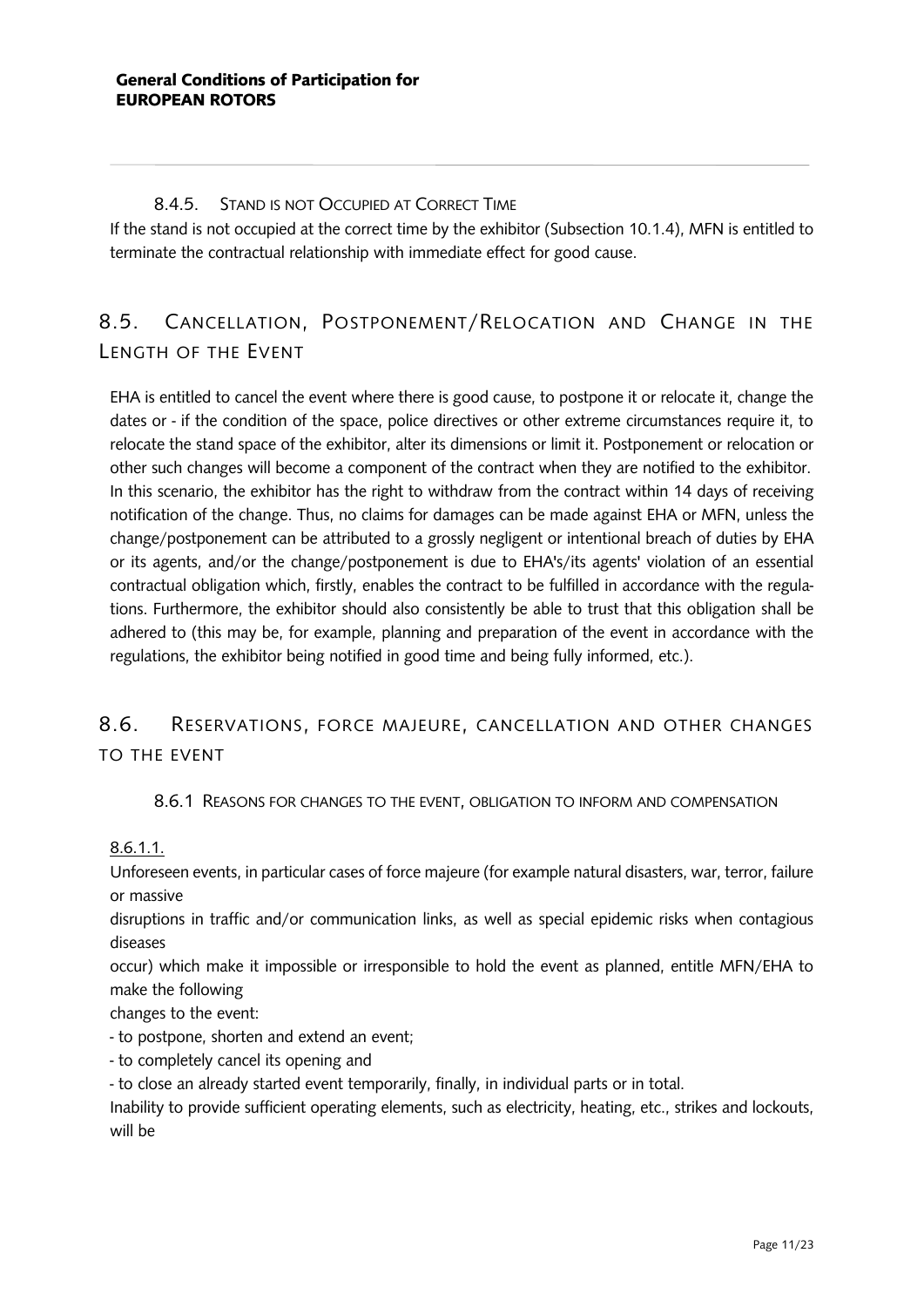#### 8.4.5. Stand is not Occupied at Correct Time

If the stand is not occupied at the correct time by the exhibitor (Subsection 10.1.4), MFN is entitled to terminate the contractual relationship with immediate effect for good cause.

## 8.5. Cancellation, Postponement/Relocation and Change in the Length of the Event

EHA is entitled to cancel the event where there is good cause, to postpone it or relocate it, change the dates or - if the condition of the space, police directives or other extreme circumstances require it, to relocate the stand space of the exhibitor, alter its dimensions or limit it. Postponement or relocation or other such changes will become a component of the contract when they are notified to the exhibitor. In this scenario, the exhibitor has the right to withdraw from the contract within 14 days of receiving notification of the change. Thus, no claims for damages can be made against EHA or MFN, unless the change/postponement can be attributed to a grossly negligent or intentional breach of duties by EHA or its agents, and/or the change/postponement is due to EHA's/its agents' violation of an essential contractual obligation which, firstly, enables the contract to be fulfilled in accordance with the regulations. Furthermore, the exhibitor should also consistently be able to trust that this obligation shall be adhered to (this may be, for example, planning and preparation of the event in accordance with the regulations, the exhibitor being notified in good time and being fully informed, etc.).

## 8.6. Reservations, force majeure, cancellation and other changes to the event

### 8.6.1 Reasons for changes to the event, obligation to inform and compensation

8.6.1.1.

Unforeseen events, in particular cases of force majeure (for example natural disasters, war, terror, failure or massive disruptions in traffic and/or communication links, as well as special epidemic risks when contagious diseases occur) which make it impossible or irresponsible to hold the event as planned, entitle MFN/EHA to make the following changes to the event:

- to postpone, shorten and extend an event;
- to completely cancel its opening and
- to close an already started event temporarily, finally, in individual parts or in total.

Inability to provide sufficient operating elements, such as electricity, heating, etc., strikes and lockouts, will be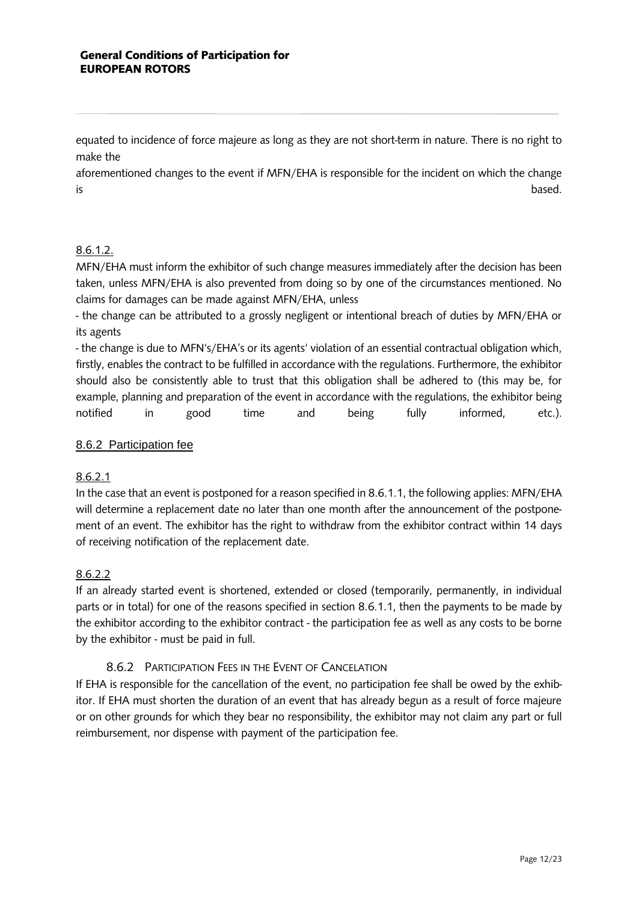equated to incidence of force majeure as long as they are not short-term in nature. There is no right to make the aforementioned changes to the event if MFN/EHA is responsible for the incident on which the change is based.

8.6.1.2.

MFN/EHA must inform the exhibitor of such change measures immediately after the decision has been taken, unless MFN/EHA is also prevented from doing so by one of the circumstances mentioned. No claims for damages can be made against MFN/EHA, unless

- the change can be attributed to a grossly negligent or intentional breach of duties by MFN/EHA or its agents
- the change is due to MFN's/EHA's or its agents' violation of an essential contractual obligation which, firstly, enables the contract to be fulfilled in accordance with the regulations. Furthermore, the exhibitor should also be consistently able to trust that this obligation shall be adhered to (this may be, for example, planning and preparation of the event in accordance with the regulations, the exhibitor being notified in good time and being fully informed, etc.).

### 8.6.2 Participation fee

8.6.2.1

In the case that an event is postponed for a reason specified in 8.6.1.1, the following applies: MFN/EHA will determine a replacement date no later than one month after the announcement of the postponement of an event. The exhibitor has the right to withdraw from the exhibitor contract within 14 days of receiving notification of the replacement date.

8.6.2.2

If an already started event is shortened, extended or closed (temporarily, permanently, in individual parts or in total) for one of the reasons specified in section 8.6.1.1, then the payments to be made by the exhibitor according to the exhibitor contract - the participation fee as well as any costs to be borne by the exhibitor - must be paid in full.

### 8.6.2 Participation Fees in the Event of Cancelation

If EHA is responsible for the cancellation of the event, no participation fee shall be owed by the exhibitor. If EHA must shorten the duration of an event that has already begun as a result of force majeure or on other grounds for which they bear no responsibility, the exhibitor may not claim any part or full reimbursement, nor dispense with payment of the participation fee.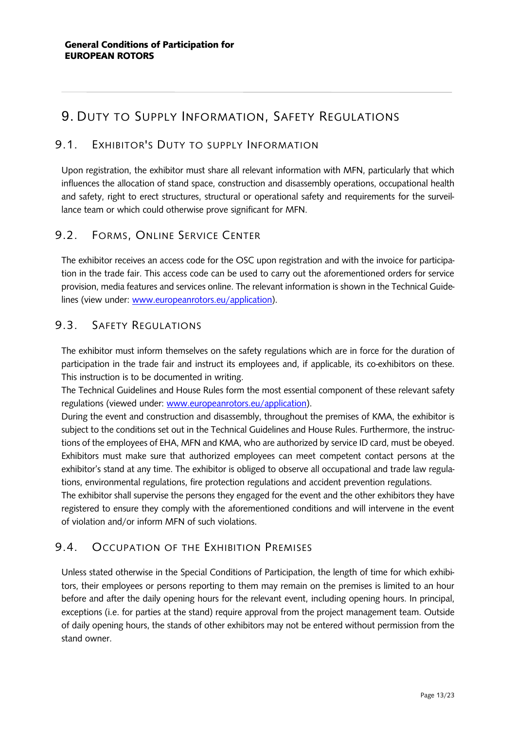# 9. Duty to Supply Information, Safety Regulations

## 9.1. Exhibitor's Duty to supply Information

Upon registration, the exhibitor must share all relevant information with MFN, particularly that which influences the allocation of stand space, construction and disassembly operations, occupational health and safety, right to erect structures, structural or operational safety and requirements for the surveillance team or which could otherwise prove significant for MFN.

## 9.2. Forms, Online Service Center

The exhibitor receives an access code for the OSC upon registration and with the invoice for participation in the trade fair. This access code can be used to carry out the aforementioned orders for service provision, media features and services online. The relevant information is shown in the Technical Guidelines (view under: [www.europeanrotors.eu/application](www.europeanrotors.eu/application)).

## 9.3. Safety Regulations

The exhibitor must inform themselves on the safety regulations which are in force for the duration of participation in the trade fair and instruct its employees and, if applicable, its co-exhibitors on these. This instruction is to be documented in writing.

The Technical Guidelines and House Rules form the most essential component of these relevant safety regulations (viewed under: [www.europeanrotors.eu/application](www.europeanrotors.eu/application)).

During the event and construction and disassembly, throughout the premises of KMA, the exhibitor is subject to the conditions set out in the Technical Guidelines and House Rules. Furthermore, the instructions of the employees of EHA, MFN and KMA, who are authorized by service ID card, must be obeyed. Exhibitors must make sure that authorized employees can meet competent contact persons at the exhibitor's stand at any time. The exhibitor is obliged to observe all occupational and trade law regulations, environmental regulations, fire protection regulations and accident prevention regulations.

The exhibitor shall supervise the persons they engaged for the event and the other exhibitors they have registered to ensure they comply with the aforementioned conditions and will intervene in the event of violation and/or inform MFN of such violations.

## 9.4. Occupation of the Exhibition Premises

Unless stated otherwise in the Special Conditions of Participation, the length of time for which exhibitors, their employees or persons reporting to them may remain on the premises is limited to an hour before and after the daily opening hours for the relevant event, including opening hours. In principal, exceptions (i.e. for parties at the stand) require approval from the project management team. Outside of daily opening hours, the stands of other exhibitors may not be entered without permission from the stand owner.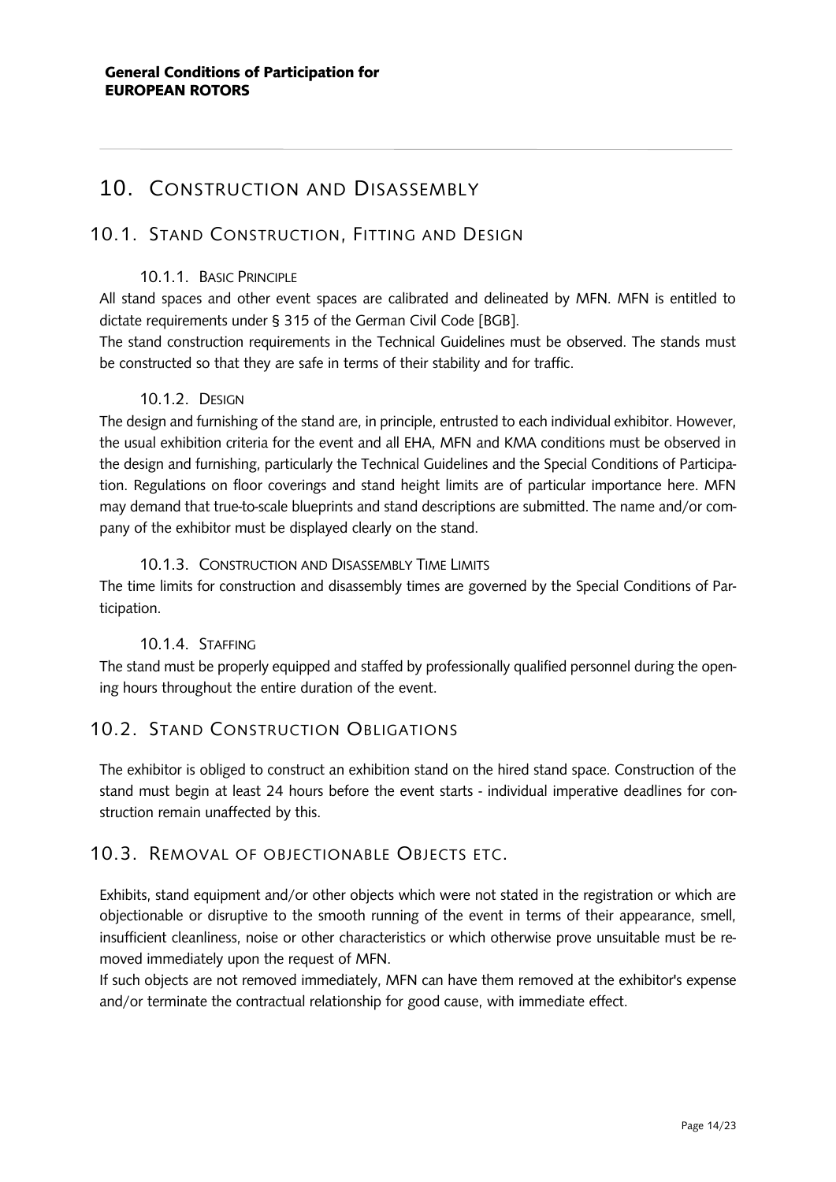# 10. Construction and Disassembly

## 10.1. Stand Construction, Fitting and Design

### 10.1.1. Basic Principle

All stand spaces and other event spaces are calibrated and delineated by MFN. MFN is entitled to dictate requirements under § 315 of the German Civil Code [BGB].
The stand construction requirements in the Technical Guidelines must be observed. The stands must be constructed so that they are safe in terms of their stability and for traffic.

### 10.1.2. Design

The design and furnishing of the stand are, in principle, entrusted to each individual exhibitor. However, the usual exhibition criteria for the event and all EHA, MFN and KMA conditions must be observed in the design and furnishing, particularly the Technical Guidelines and the Special Conditions of Participation. Regulations on floor coverings and stand height limits are of particular importance here. MFN may demand that true-to-scale blueprints and stand descriptions are submitted. The name and/or company of the exhibitor must be displayed clearly on the stand.

### 10.1.3. Construction and Disassembly Time Limits

The time limits for construction and disassembly times are governed by the Special Conditions of Participation.

### 10.1.4. Staffing

The stand must be properly equipped and staffed by professionally qualified personnel during the opening hours throughout the entire duration of the event.

## 10.2. Stand Construction Obligations

The exhibitor is obliged to construct an exhibition stand on the hired stand space. Construction of the stand must begin at least 24 hours before the event starts - individual imperative deadlines for construction remain unaffected by this.

## 10.3. Removal of objectionable Objects etc.

Exhibits, stand equipment and/or other objects which were not stated in the registration or which are objectionable or disruptive to the smooth running of the event in terms of their appearance, smell, insufficient cleanliness, noise or other characteristics or which otherwise prove unsuitable must be removed immediately upon the request of MFN.
If such objects are not removed immediately, MFN can have them removed at the exhibitor's expense and/or terminate the contractual relationship for good cause, with immediate effect.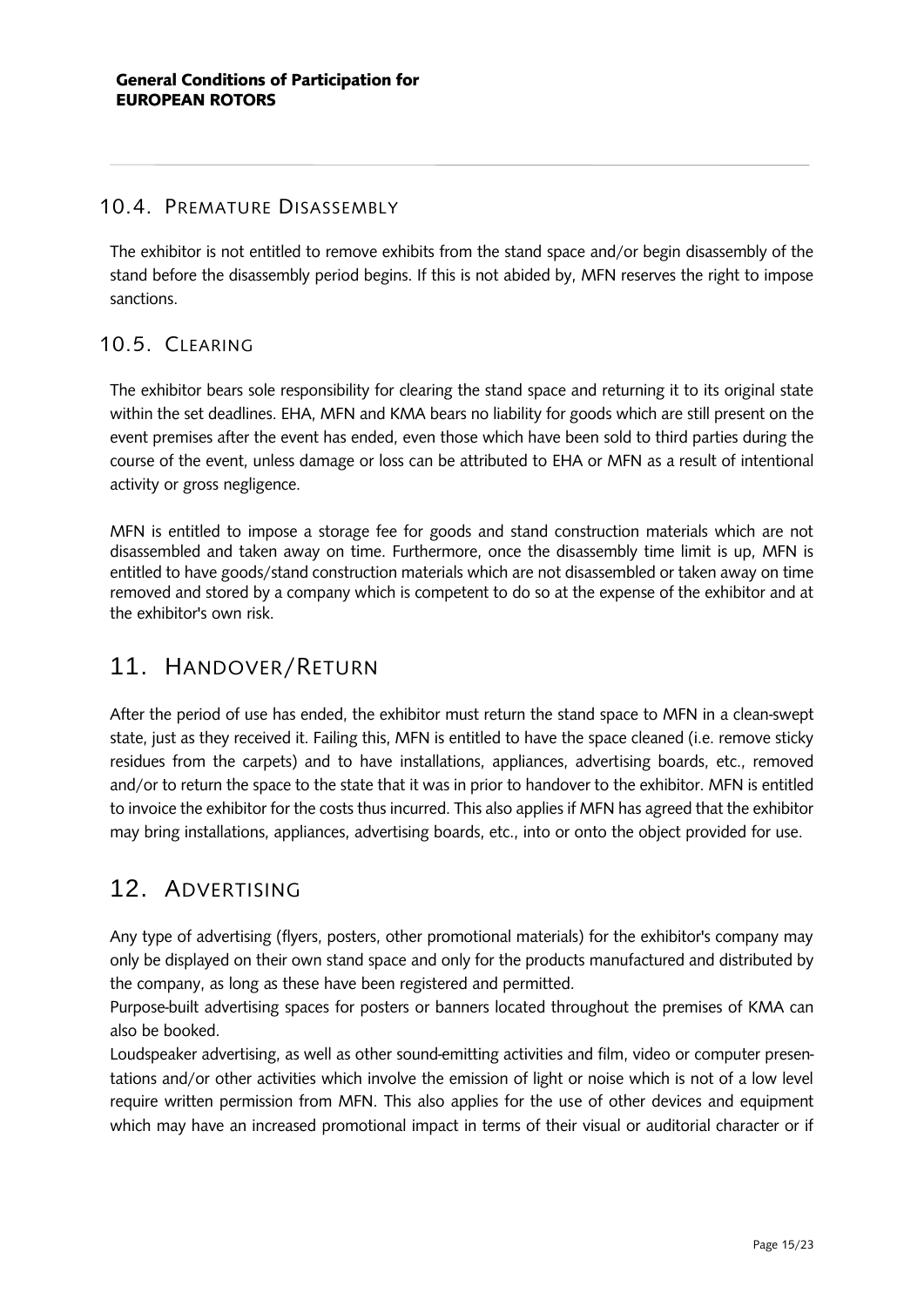### 10.4. Premature Disassembly

The exhibitor is not entitled to remove exhibits from the stand space and/or begin disassembly of the stand before the disassembly period begins. If this is not abided by, MFN reserves the right to impose sanctions.

### 10.5. Clearing

The exhibitor bears sole responsibility for clearing the stand space and returning it to its original state within the set deadlines. EHA, MFN and KMA bears no liability for goods which are still present on the event premises after the event has ended, even those which have been sold to third parties during the course of the event, unless damage or loss can be attributed to EHA or MFN as a result of intentional activity or gross negligence.

MFN is entitled to impose a storage fee for goods and stand construction materials which are not disassembled and taken away on time. Furthermore, once the disassembly time limit is up, MFN is entitled to have goods/stand construction materials which are not disassembled or taken away on time removed and stored by a company which is competent to do so at the expense of the exhibitor and at the exhibitor's own risk.

## 11. Handover/Return

After the period of use has ended, the exhibitor must return the stand space to MFN in a clean-swept state, just as they received it. Failing this, MFN is entitled to have the space cleaned (i.e. remove sticky residues from the carpets) and to have installations, appliances, advertising boards, etc., removed and/or to return the space to the state that it was in prior to handover to the exhibitor. MFN is entitled to invoice the exhibitor for the costs thus incurred. This also applies if MFN has agreed that the exhibitor may bring installations, appliances, advertising boards, etc., into or onto the object provided for use.

## 12. Advertising

Any type of advertising (flyers, posters, other promotional materials) for the exhibitor's company may only be displayed on their own stand space and only for the products manufactured and distributed by the company, as long as these have been registered and permitted.
Purpose-built advertising spaces for posters or banners located throughout the premises of KMA can also be booked.
Loudspeaker advertising, as well as other sound-emitting activities and film, video or computer presentations and/or other activities which involve the emission of light or noise which is not of a low level require written permission from MFN. This also applies for the use of other devices and equipment which may have an increased promotional impact in terms of their visual or auditorial character or if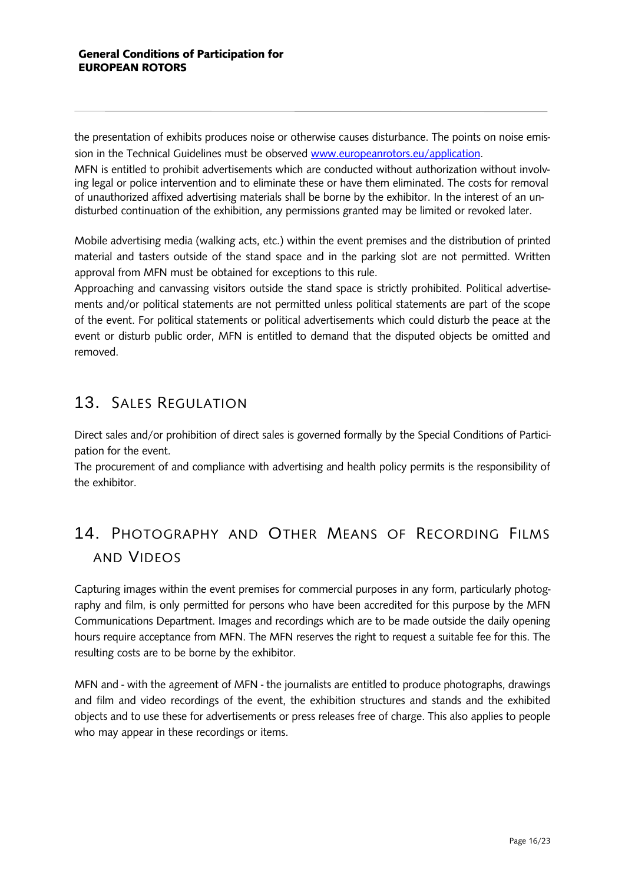the presentation of exhibits produces noise or otherwise causes disturbance. The points on noise emission in the Technical Guidelines must be observed [www.europeanrotors.eu/application](http://www.europeanrotors.eu/application).

MFN is entitled to prohibit advertisements which are conducted without authorization without involving legal or police intervention and to eliminate these or have them eliminated. The costs for removal of unauthorized affixed advertising materials shall be borne by the exhibitor. In the interest of an undisturbed continuation of the exhibition, any permissions granted may be limited or revoked later.

Mobile advertising media (walking acts, etc.) within the event premises and the distribution of printed material and tasters outside of the stand space and in the parking slot are not permitted. Written approval from MFN must be obtained for exceptions to this rule.

Approaching and canvassing visitors outside the stand space is strictly prohibited. Political advertisements and/or political statements are not permitted unless political statements are part of the scope of the event. For political statements or political advertisements which could disturb the peace at the event or disturb public order, MFN is entitled to demand that the disputed objects be omitted and removed.

## 13. Sales Regulation

Direct sales and/or prohibition of direct sales is governed formally by the Special Conditions of Participation for the event.

The procurement of and compliance with advertising and health policy permits is the responsibility of the exhibitor.

## 14. Photography and Other Means of Recording Films and Videos

Capturing images within the event premises for commercial purposes in any form, particularly photography and film, is only permitted for persons who have been accredited for this purpose by the MFN Communications Department. Images and recordings which are to be made outside the daily opening hours require acceptance from MFN. The MFN reserves the right to request a suitable fee for this. The resulting costs are to be borne by the exhibitor.

MFN and - with the agreement of MFN - the journalists are entitled to produce photographs, drawings and film and video recordings of the event, the exhibition structures and stands and the exhibited objects and to use these for advertisements or press releases free of charge. This also applies to people who may appear in these recordings or items.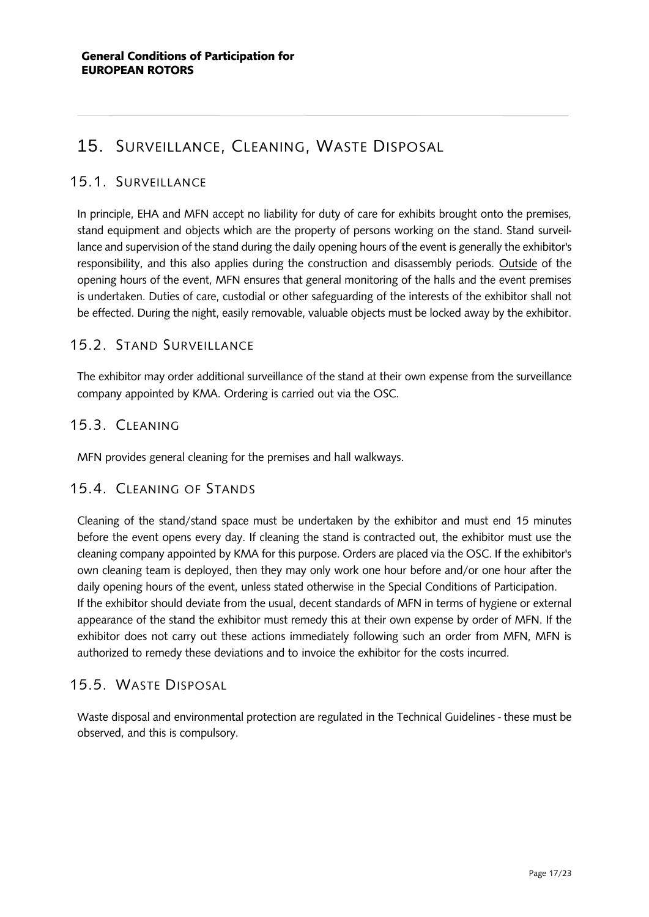## 15. Surveillance, Cleaning, Waste Disposal

### 15.1. Surveillance

In principle, EHA and MFN accept no liability for duty of care for exhibits brought onto the premises, stand equipment and objects which are the property of persons working on the stand. Stand surveillance and supervision of the stand during the daily opening hours of the event is generally the exhibitor's responsibility, and this also applies during the construction and disassembly periods. Outside of the opening hours of the event, MFN ensures that general monitoring of the halls and the event premises is undertaken. Duties of care, custodial or other safeguarding of the interests of the exhibitor shall not be effected. During the night, easily removable, valuable objects must be locked away by the exhibitor.

### 15.2. Stand Surveillance

The exhibitor may order additional surveillance of the stand at their own expense from the surveillance company appointed by KMA. Ordering is carried out via the OSC.

### 15.3. Cleaning

MFN provides general cleaning for the premises and hall walkways.

### 15.4. Cleaning of Stands

Cleaning of the stand/stand space must be undertaken by the exhibitor and must end 15 minutes before the event opens every day. If cleaning the stand is contracted out, the exhibitor must use the cleaning company appointed by KMA for this purpose. Orders are placed via the OSC. If the exhibitor's own cleaning team is deployed, then they may only work one hour before and/or one hour after the daily opening hours of the event, unless stated otherwise in the Special Conditions of Participation.
If the exhibitor should deviate from the usual, decent standards of MFN in terms of hygiene or external appearance of the stand the exhibitor must remedy this at their own expense by order of MFN. If the exhibitor does not carry out these actions immediately following such an order from MFN, MFN is authorized to remedy these deviations and to invoice the exhibitor for the costs incurred.

### 15.5. Waste Disposal

Waste disposal and environmental protection are regulated in the Technical Guidelines - these must be observed, and this is compulsory.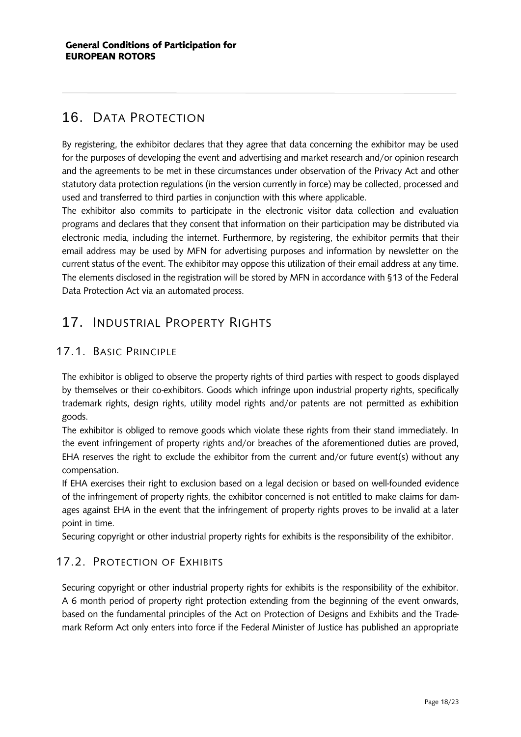## 16. Data Protection

By registering, the exhibitor declares that they agree that data concerning the exhibitor may be used for the purposes of developing the event and advertising and market research and/or opinion research and the agreements to be met in these circumstances under observation of the Privacy Act and other statutory data protection regulations (in the version currently in force) may be collected, processed and used and transferred to third parties in conjunction with this where applicable.

The exhibitor also commits to participate in the electronic visitor data collection and evaluation programs and declares that they consent that information on their participation may be distributed via electronic media, including the internet. Furthermore, by registering, the exhibitor permits that their email address may be used by MFN for advertising purposes and information by newsletter on the current status of the event. The exhibitor may oppose this utilization of their email address at any time. The elements disclosed in the registration will be stored by MFN in accordance with §13 of the Federal Data Protection Act via an automated process.

## 17. Industrial Property Rights

### 17.1. Basic Principle

The exhibitor is obliged to observe the property rights of third parties with respect to goods displayed by themselves or their co-exhibitors. Goods which infringe upon industrial property rights, specifically trademark rights, design rights, utility model rights and/or patents are not permitted as exhibition goods.

The exhibitor is obliged to remove goods which violate these rights from their stand immediately. In the event infringement of property rights and/or breaches of the aforementioned duties are proved, EHA reserves the right to exclude the exhibitor from the current and/or future event(s) without any compensation.

If EHA exercises their right to exclusion based on a legal decision or based on well-founded evidence of the infringement of property rights, the exhibitor concerned is not entitled to make claims for damages against EHA in the event that the infringement of property rights proves to be invalid at a later point in time.

Securing copyright or other industrial property rights for exhibits is the responsibility of the exhibitor.

### 17.2. Protection of Exhibits

Securing copyright or other industrial property rights for exhibits is the responsibility of the exhibitor. A 6 month period of property right protection extending from the beginning of the event onwards, based on the fundamental principles of the Act on Protection of Designs and Exhibits and the Trademark Reform Act only enters into force if the Federal Minister of Justice has published an appropriate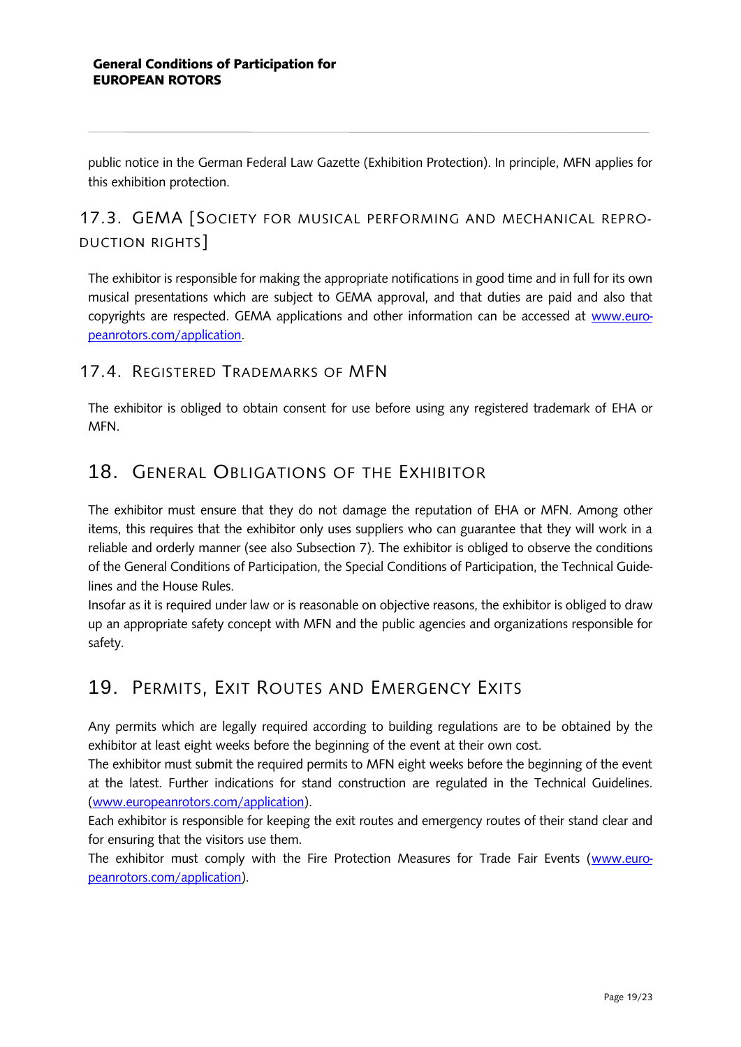public notice in the German Federal Law Gazette (Exhibition Protection). In principle, MFN applies for this exhibition protection.

### 17.3. GEMA [Society for musical performing and mechanical reproduction rights]

The exhibitor is responsible for making the appropriate notifications in good time and in full for its own musical presentations which are subject to GEMA approval, and that duties are paid and also that copyrights are respected. GEMA applications and other information can be accessed at www.europeanrotors.com/application.

### 17.4. Registered Trademarks of MFN

The exhibitor is obliged to obtain consent for use before using any registered trademark of EHA or MFN.

## 18. General Obligations of the Exhibitor

The exhibitor must ensure that they do not damage the reputation of EHA or MFN. Among other items, this requires that the exhibitor only uses suppliers who can guarantee that they will work in a reliable and orderly manner (see also Subsection 7). The exhibitor is obliged to observe the conditions of the General Conditions of Participation, the Special Conditions of Participation, the Technical Guidelines and the House Rules.

Insofar as it is required under law or is reasonable on objective reasons, the exhibitor is obliged to draw up an appropriate safety concept with MFN and the public agencies and organizations responsible for safety.

## 19. Permits, Exit Routes and Emergency Exits

Any permits which are legally required according to building regulations are to be obtained by the exhibitor at least eight weeks before the beginning of the event at their own cost.

The exhibitor must submit the required permits to MFN eight weeks before the beginning of the event at the latest. Further indications for stand construction are regulated in the Technical Guidelines. (www.europeanrotors.com/application).

Each exhibitor is responsible for keeping the exit routes and emergency routes of their stand clear and for ensuring that the visitors use them.

The exhibitor must comply with the Fire Protection Measures for Trade Fair Events (www.europeanrotors.com/application).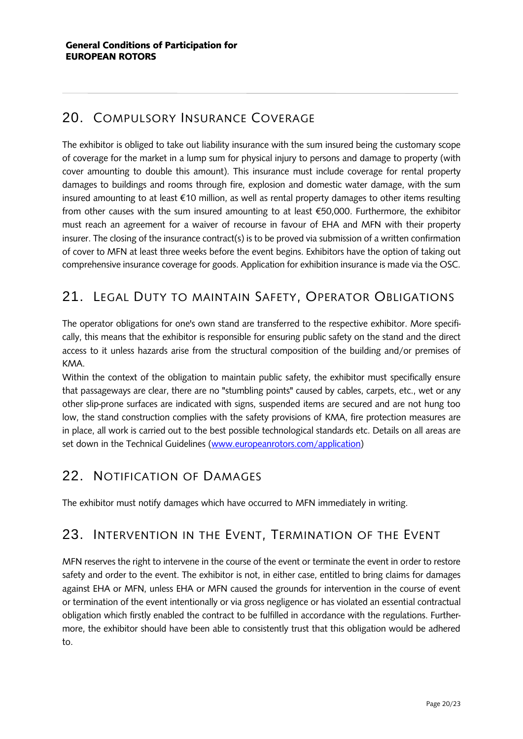## 20. Compulsory Insurance Coverage

The exhibitor is obliged to take out liability insurance with the sum insured being the customary scope of coverage for the market in a lump sum for physical injury to persons and damage to property (with cover amounting to double this amount). This insurance must include coverage for rental property damages to buildings and rooms through fire, explosion and domestic water damage, with the sum insured amounting to at least €10 million, as well as rental property damages to other items resulting from other causes with the sum insured amounting to at least €50,000. Furthermore, the exhibitor must reach an agreement for a waiver of recourse in favour of EHA and MFN with their property insurer. The closing of the insurance contract(s) is to be proved via submission of a written confirmation of cover to MFN at least three weeks before the event begins. Exhibitors have the option of taking out comprehensive insurance coverage for goods. Application for exhibition insurance is made via the OSC.

## 21. Legal Duty to maintain Safety, Operator Obligations

The operator obligations for one's own stand are transferred to the respective exhibitor. More specifically, this means that the exhibitor is responsible for ensuring public safety on the stand and the direct access to it unless hazards arise from the structural composition of the building and/or premises of KMA.

Within the context of the obligation to maintain public safety, the exhibitor must specifically ensure that passageways are clear, there are no "stumbling points" caused by cables, carpets, etc., wet or any other slip-prone surfaces are indicated with signs, suspended items are secured and are not hung too low, the stand construction complies with the safety provisions of KMA, fire protection measures are in place, all work is carried out to the best possible technological standards etc. Details on all areas are set down in the Technical Guidelines (www.europeanrotors.com/application)

## 22. Notification of Damages

The exhibitor must notify damages which have occurred to MFN immediately in writing.

## 23. Intervention in the Event, Termination of the Event

MFN reserves the right to intervene in the course of the event or terminate the event in order to restore safety and order to the event. The exhibitor is not, in either case, entitled to bring claims for damages against EHA or MFN, unless EHA or MFN caused the grounds for intervention in the course of event or termination of the event intentionally or via gross negligence or has violated an essential contractual obligation which firstly enabled the contract to be fulfilled in accordance with the regulations. Furthermore, the exhibitor should have been able to consistently trust that this obligation would be adhered to.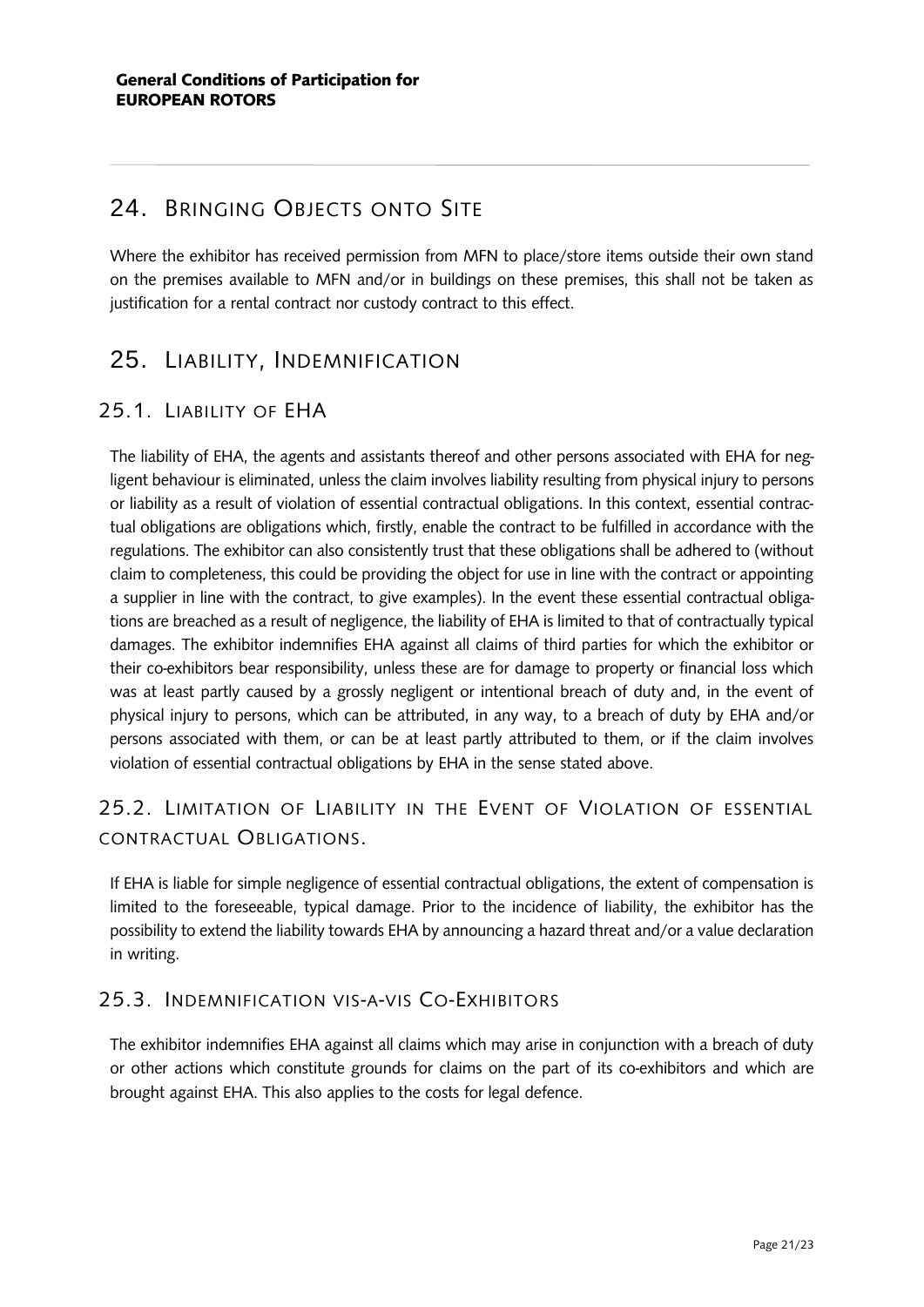## 24. Bringing Objects onto Site

Where the exhibitor has received permission from MFN to place/store items outside their own stand on the premises available to MFN and/or in buildings on these premises, this shall not be taken as justification for a rental contract nor custody contract to this effect.

## 25. Liability, Indemnification

### 25.1. Liability of EHA

The liability of EHA, the agents and assistants thereof and other persons associated with EHA for negligent behaviour is eliminated, unless the claim involves liability resulting from physical injury to persons or liability as a result of violation of essential contractual obligations. In this context, essential contractual obligations are obligations which, firstly, enable the contract to be fulfilled in accordance with the regulations. The exhibitor can also consistently trust that these obligations shall be adhered to (without claim to completeness, this could be providing the object for use in line with the contract or appointing a supplier in line with the contract, to give examples). In the event these essential contractual obligations are breached as a result of negligence, the liability of EHA is limited to that of contractually typical damages. The exhibitor indemnifies EHA against all claims of third parties for which the exhibitor or their co-exhibitors bear responsibility, unless these are for damage to property or financial loss which was at least partly caused by a grossly negligent or intentional breach of duty and, in the event of physical injury to persons, which can be attributed, in any way, to a breach of duty by EHA and/or persons associated with them, or can be at least partly attributed to them, or if the claim involves violation of essential contractual obligations by EHA in the sense stated above.

### 25.2. Limitation of Liability in the Event of Violation of essential contractual Obligations.

If EHA is liable for simple negligence of essential contractual obligations, the extent of compensation is limited to the foreseeable, typical damage. Prior to the incidence of liability, the exhibitor has the possibility to extend the liability towards EHA by announcing a hazard threat and/or a value declaration in writing.

### 25.3. Indemnification vis-a-vis Co-Exhibitors

The exhibitor indemnifies EHA against all claims which may arise in conjunction with a breach of duty or other actions which constitute grounds for claims on the part of its co-exhibitors and which are brought against EHA. This also applies to the costs for legal defence.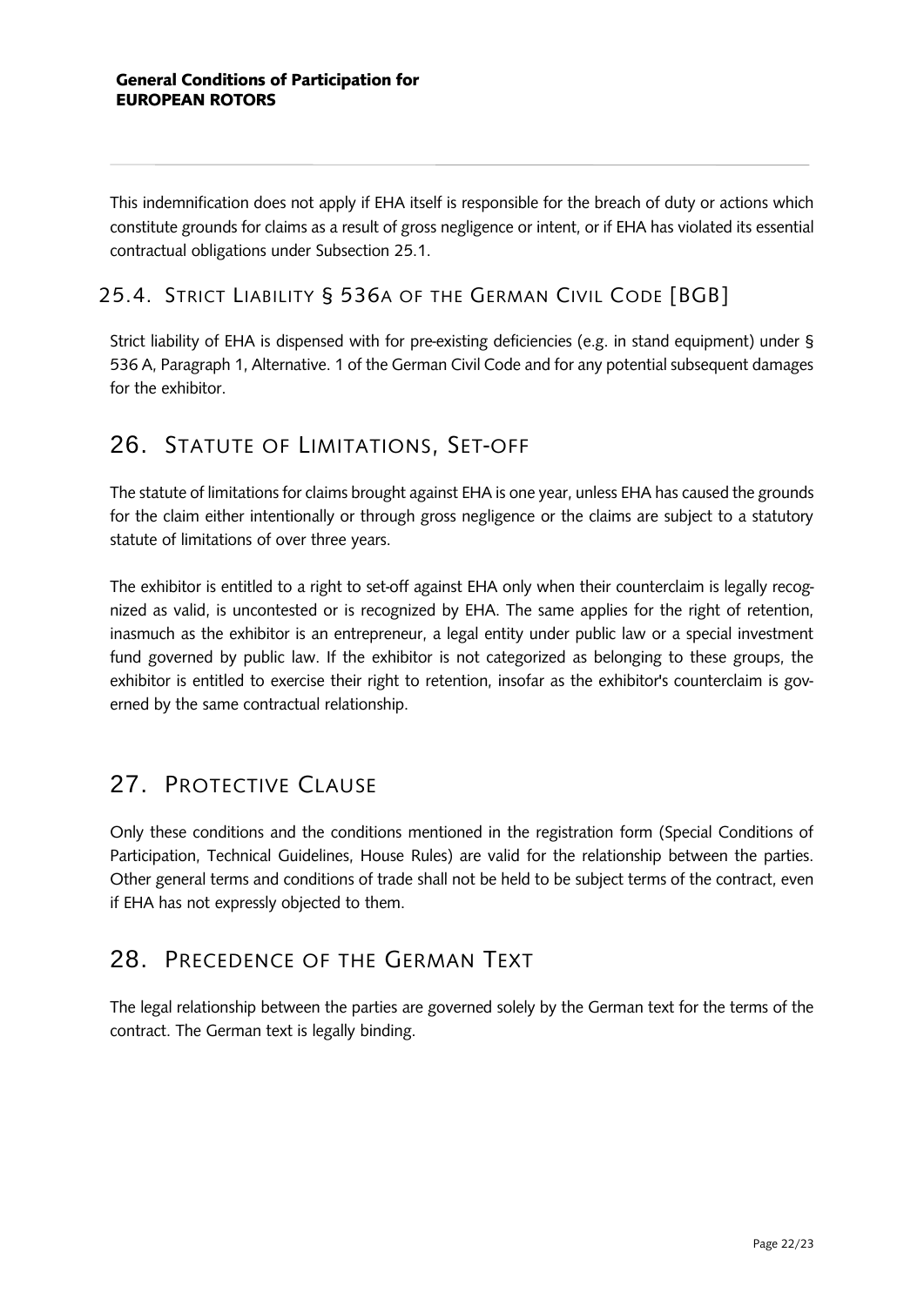This indemnification does not apply if EHA itself is responsible for the breach of duty or actions which constitute grounds for claims as a result of gross negligence or intent, or if EHA has violated its essential contractual obligations under Subsection 25.1.

### 25.4. Strict Liability § 536a of the German Civil Code [BGB]

Strict liability of EHA is dispensed with for pre-existing deficiencies (e.g. in stand equipment) under § 536 A, Paragraph 1, Alternative. 1 of the German Civil Code and for any potential subsequent damages for the exhibitor.

## 26. Statute of Limitations, Set-off

The statute of limitations for claims brought against EHA is one year, unless EHA has caused the grounds for the claim either intentionally or through gross negligence or the claims are subject to a statutory statute of limitations of over three years.

The exhibitor is entitled to a right to set-off against EHA only when their counterclaim is legally recognized as valid, is uncontested or is recognized by EHA. The same applies for the right of retention, inasmuch as the exhibitor is an entrepreneur, a legal entity under public law or a special investment fund governed by public law. If the exhibitor is not categorized as belonging to these groups, the exhibitor is entitled to exercise their right to retention, insofar as the exhibitor's counterclaim is governed by the same contractual relationship.

## 27. Protective Clause

Only these conditions and the conditions mentioned in the registration form (Special Conditions of Participation, Technical Guidelines, House Rules) are valid for the relationship between the parties. Other general terms and conditions of trade shall not be held to be subject terms of the contract, even if EHA has not expressly objected to them.

## 28. Precedence of the German Text

The legal relationship between the parties are governed solely by the German text for the terms of the contract. The German text is legally binding.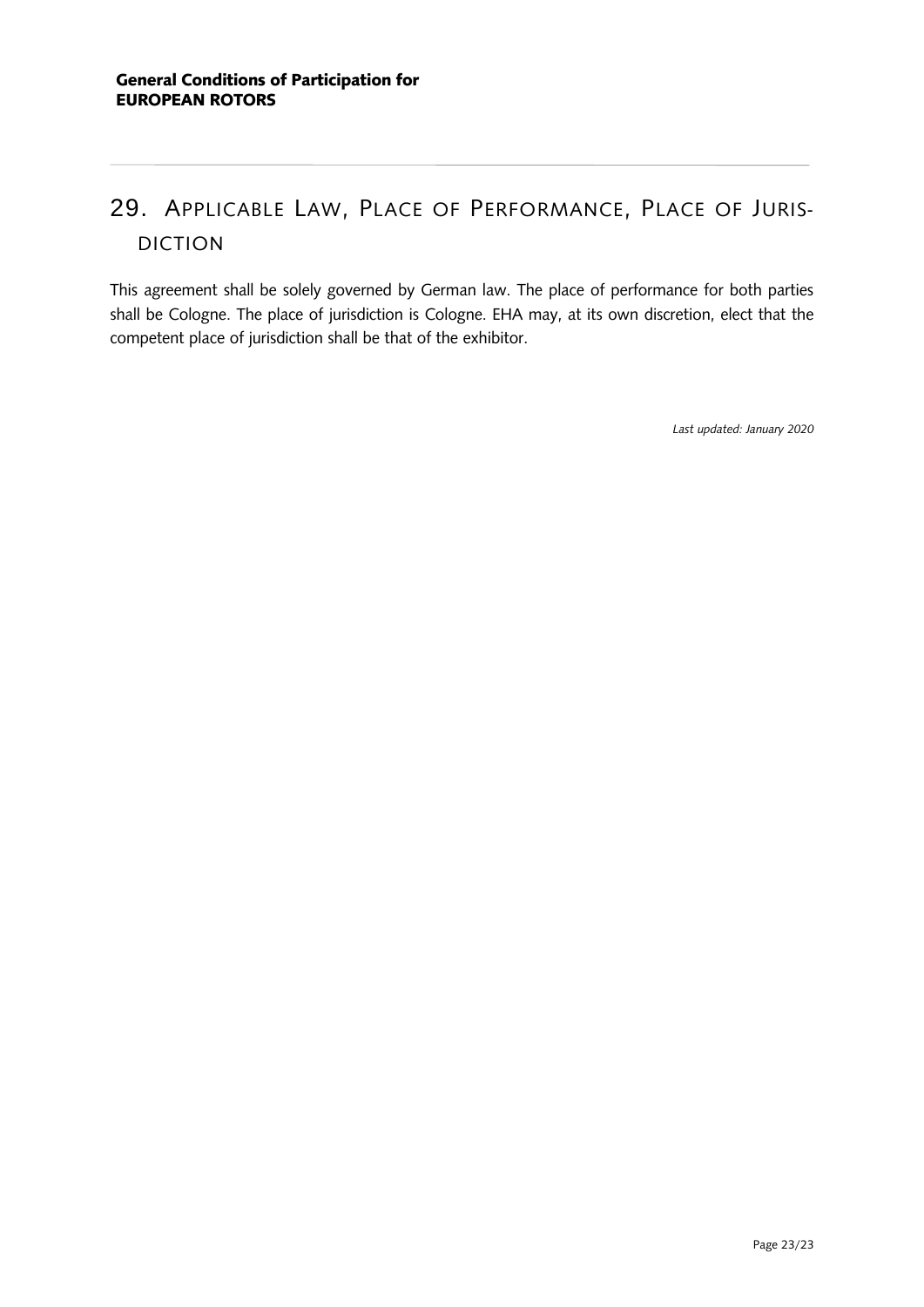## 29. Applicable Law, Place of Performance, Place of Jurisdiction

This agreement shall be solely governed by German law. The place of performance for both parties shall be Cologne. The place of jurisdiction is Cologne. EHA may, at its own discretion, elect that the competent place of jurisdiction shall be that of the exhibitor.

*Last updated: January 2020*